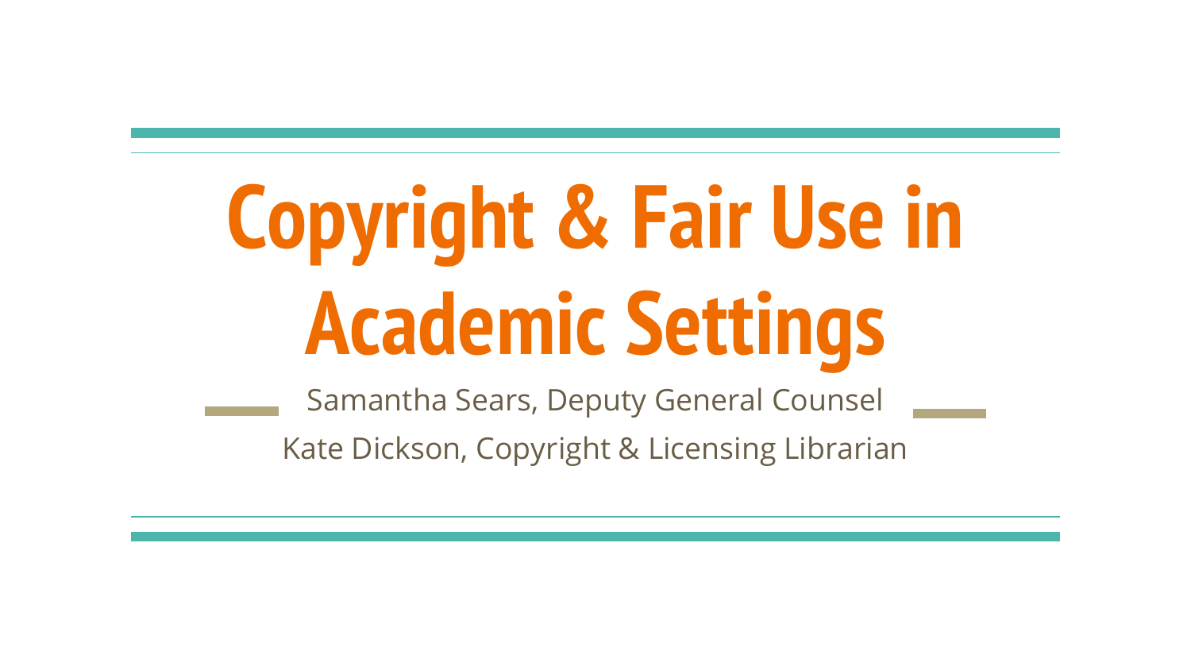# Copyright & Fair Use in Academic Settings

Samantha Sears, Deputy General Counsel

Kate Dickson, Copyright & Licensing Librarian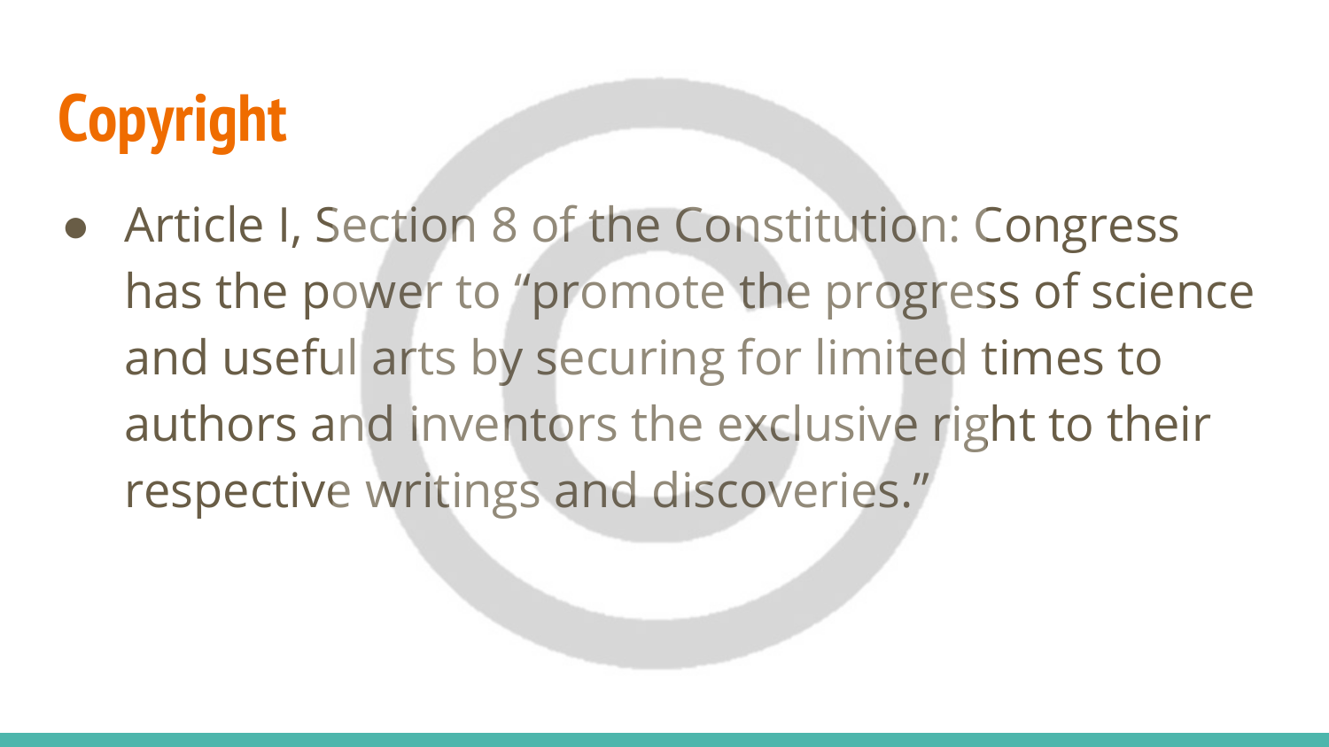# Copyright

- Article I, Section 8 of the Constitution: Congress has the power to “promote the progress of science and useful arts by securing for limited times to authors and inventors the exclusive right to their respective writings and discoveries.”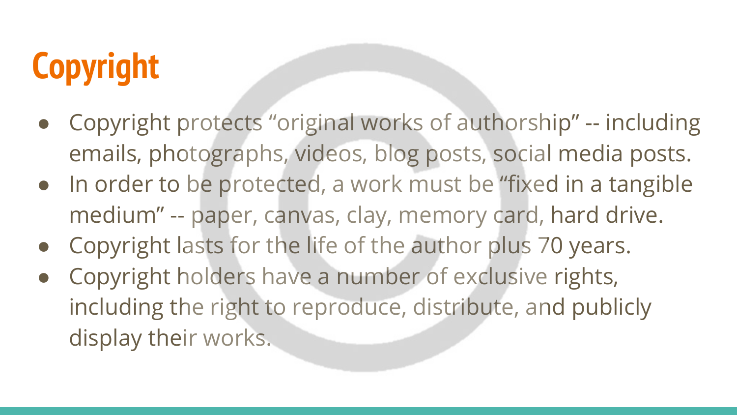# Copyright

- Copyright protects “original works of authorship” -- including emails, photographs, videos, blog posts, social media posts.
- In order to be protected, a work must be “fixed in a tangible medium” -- paper, canvas, clay, memory card, hard drive.
- Copyright lasts for the life of the author plus 70 years.
- Copyright holders have a number of exclusive rights, including the right to reproduce, distribute, and publicly display their works.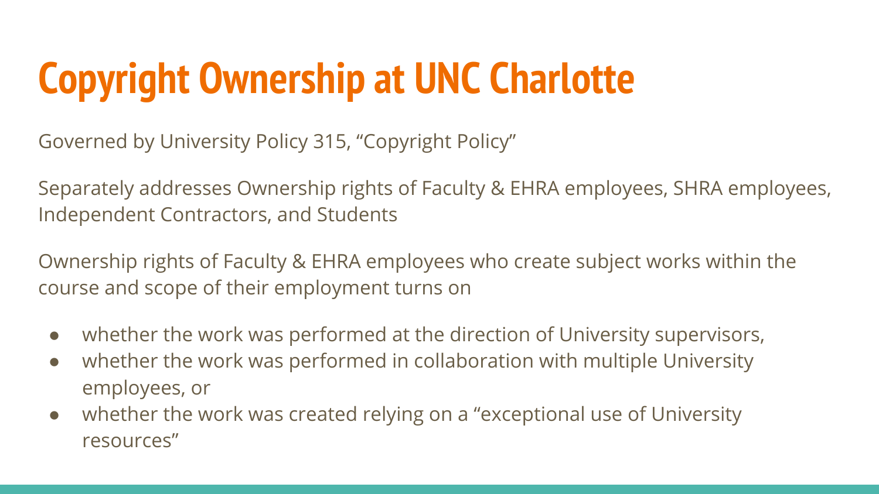# Copyright Ownership at UNC Charlotte

Governed by University Policy 315, “Copyright Policy”

Separately addresses Ownership rights of Faculty & EHRA employees, SHRA employees, Independent Contractors, and Students

Ownership rights of Faculty & EHRA employees who create subject works within the course and scope of their employment turns on

- whether the work was performed at the direction of University supervisors,
- whether the work was performed in collaboration with multiple University employees, or
- whether the work was created relying on a “exceptional use of University resources”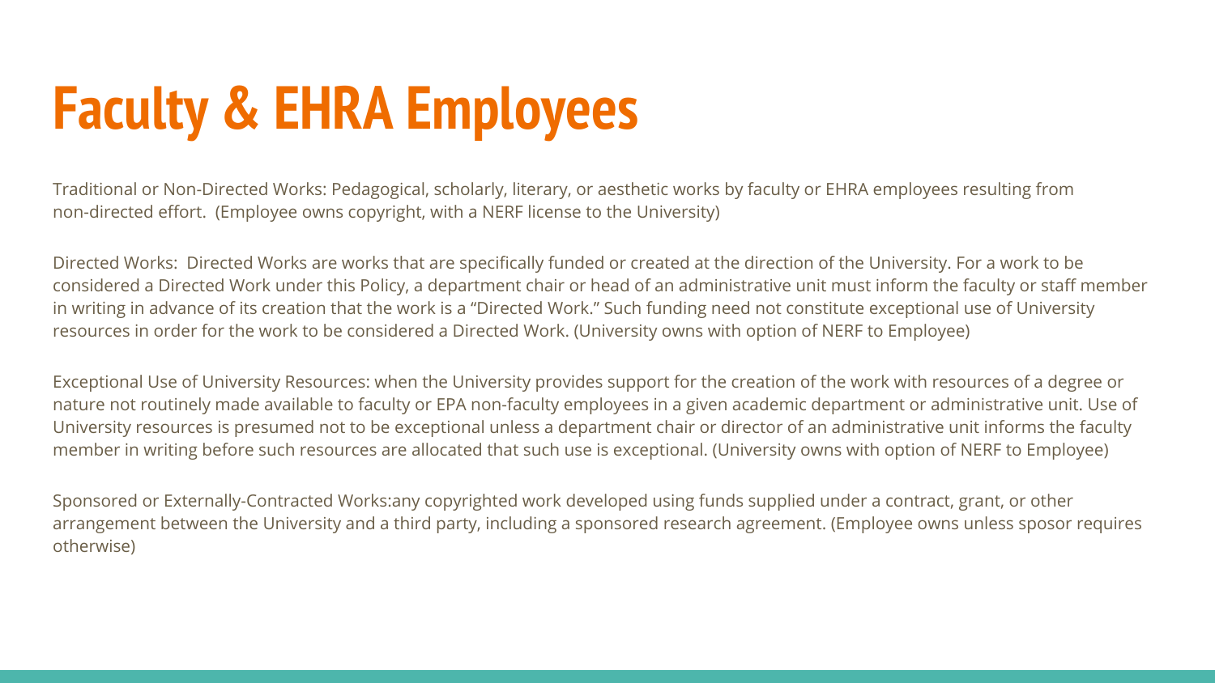# Faculty & EHRA Employees

Traditional or Non-Directed Works: Pedagogical, scholarly, literary, or aesthetic works by faculty or EHRA employees resulting from non-directed effort. (Employee owns copyright, with a NERF license to the University)

Directed Works: Directed Works are works that are specifically funded or created at the direction of the University. For a work to be considered a Directed Work under this Policy, a department chair or head of an administrative unit must inform the faculty or staff member in writing in advance of its creation that the work is a "Directed Work." Such funding need not constitute exceptional use of University resources in order for the work to be considered a Directed Work. (University owns with option of NERF to Employee)

Exceptional Use of University Resources: when the University provides support for the creation of the work with resources of a degree or nature not routinely made available to faculty or EPA non-faculty employees in a given academic department or administrative unit. Use of University resources is presumed not to be exceptional unless a department chair or director of an administrative unit informs the faculty member in writing before such resources are allocated that such use is exceptional. (University owns with option of NERF to Employee)

Sponsored or Externally-Contracted Works:any copyrighted work developed using funds supplied under a contract, grant, or other arrangement between the University and a third party, including a sponsored research agreement. (Employee owns unless sposor requires otherwise)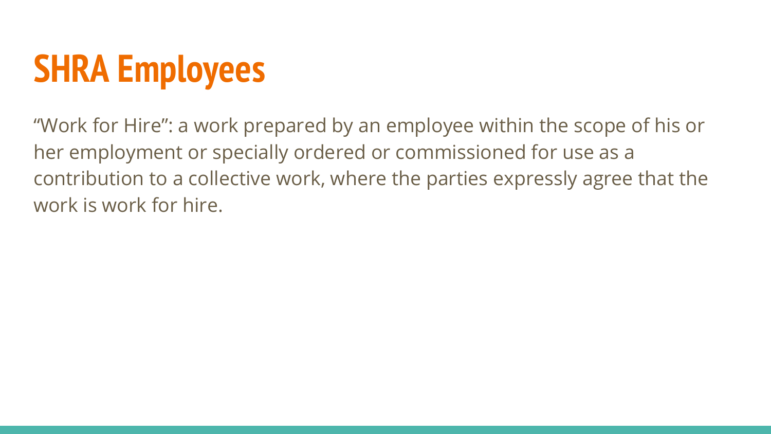# SHRA Employees

"Work for Hire": a work prepared by an employee within the scope of his or her employment or specially ordered or commissioned for use as a contribution to a collective work, where the parties expressly agree that the work is work for hire.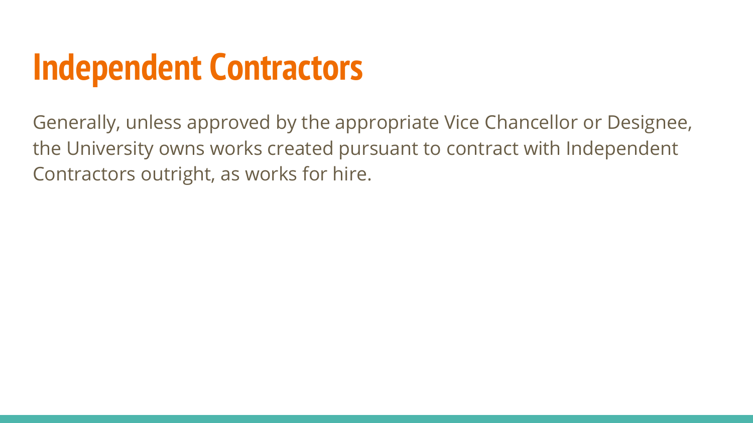# Independent Contractors

Generally, unless approved by the appropriate Vice Chancellor or Designee, the University owns works created pursuant to contract with Independent Contractors outright, as works for hire.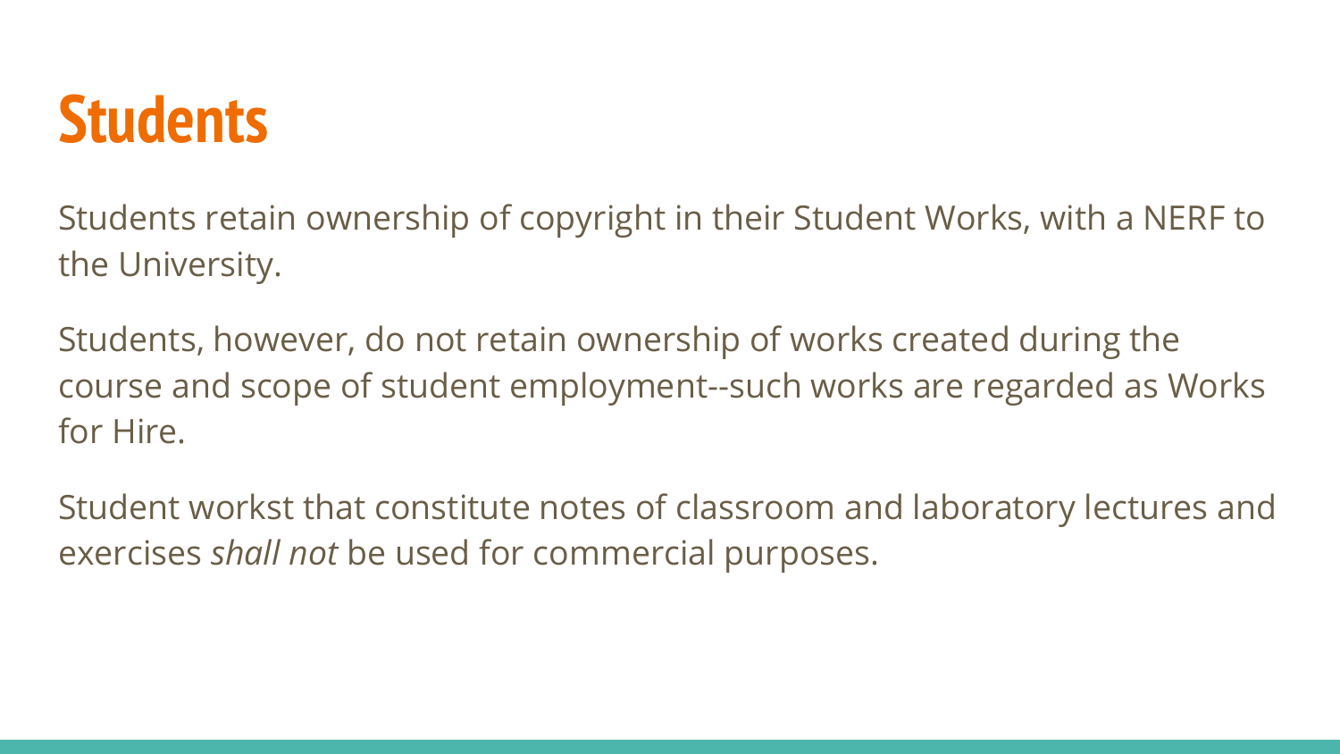# Students

Students retain ownership of copyright in their Student Works, with a NERF to the University.

Students, however, do not retain ownership of works created during the course and scope of student employment--such works are regarded as Works for Hire.

Student workst that constitute notes of classroom and laboratory lectures and exercises *shall not* be used for commercial purposes.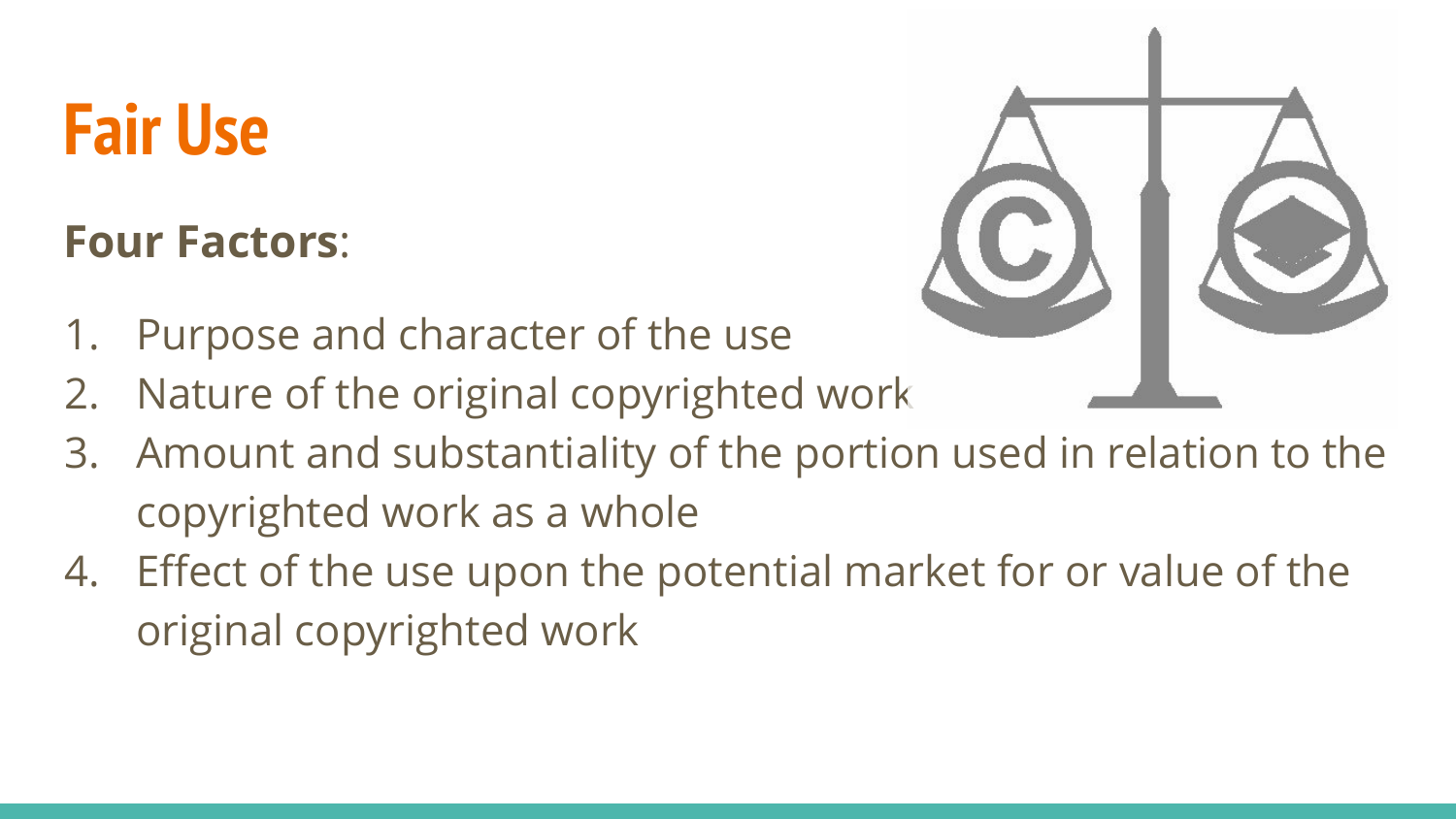# Fair Use

**Four Factors**:

1. Purpose and character of the use
2. Nature of the original copyrighted work
3. Amount and substantiality of the portion used in relation to the copyrighted work as a whole
4. Effect of the use upon the potential market for or value of the original copyrighted work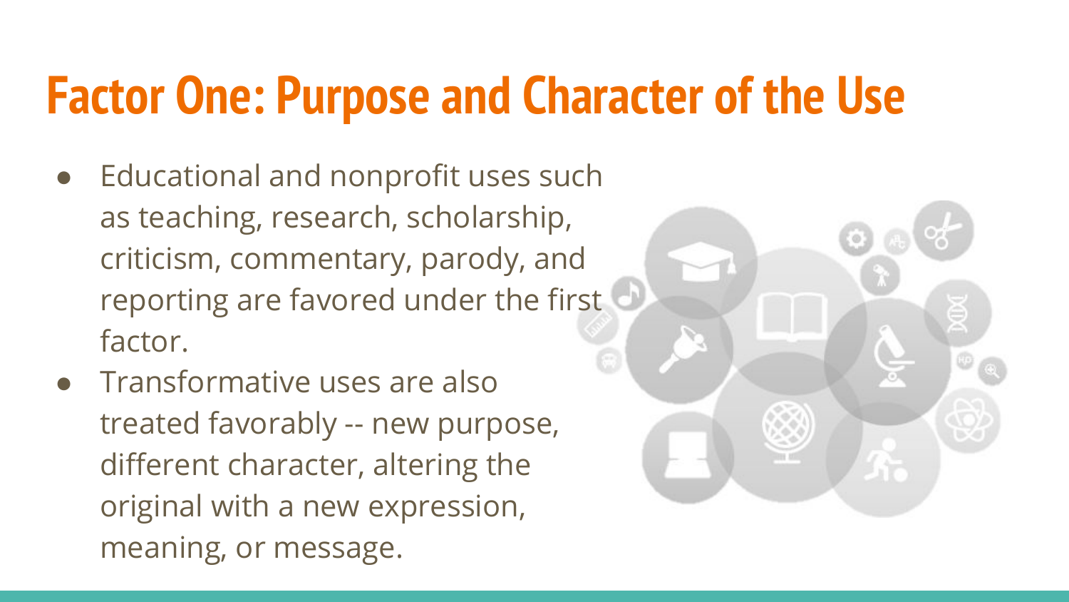# Factor One: Purpose and Character of the Use

- Educational and nonprofit uses such as teaching, research, scholarship, criticism, commentary, parody, and reporting are favored under the first factor.
- Transformative uses are also treated favorably -- new purpose, different character, altering the original with a new expression, meaning, or message.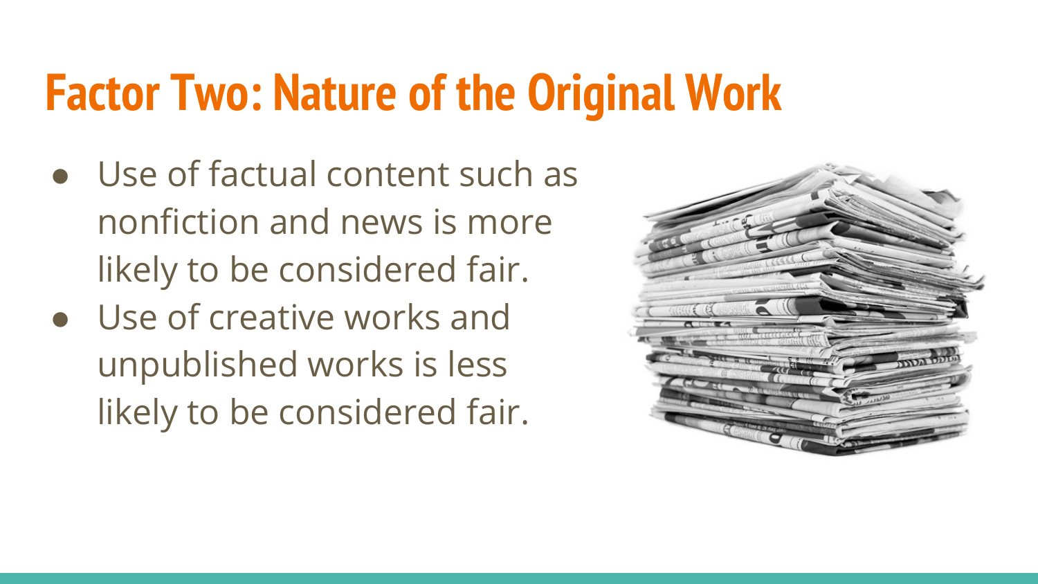# Factor Two: Nature of the Original Work

- Use of factual content such as nonfiction and news is more likely to be considered fair.
- Use of creative works and unpublished works is less likely to be considered fair.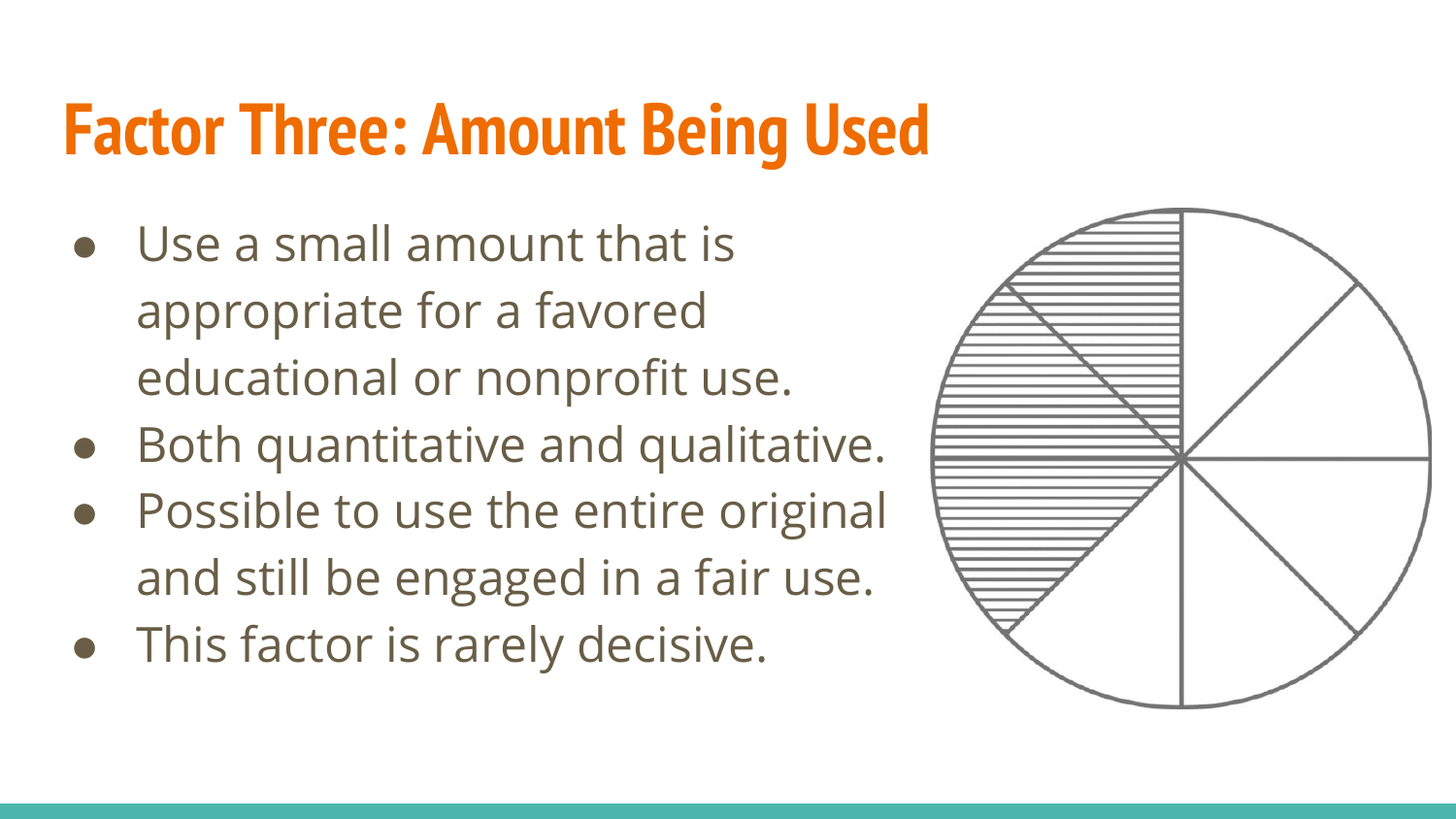# Factor Three: Amount Being Used

- Use a small amount that is appropriate for a favored educational or nonprofit use.
- Both quantitative and qualitative.
- Possible to use the entire original and still be engaged in a fair use.
- This factor is rarely decisive.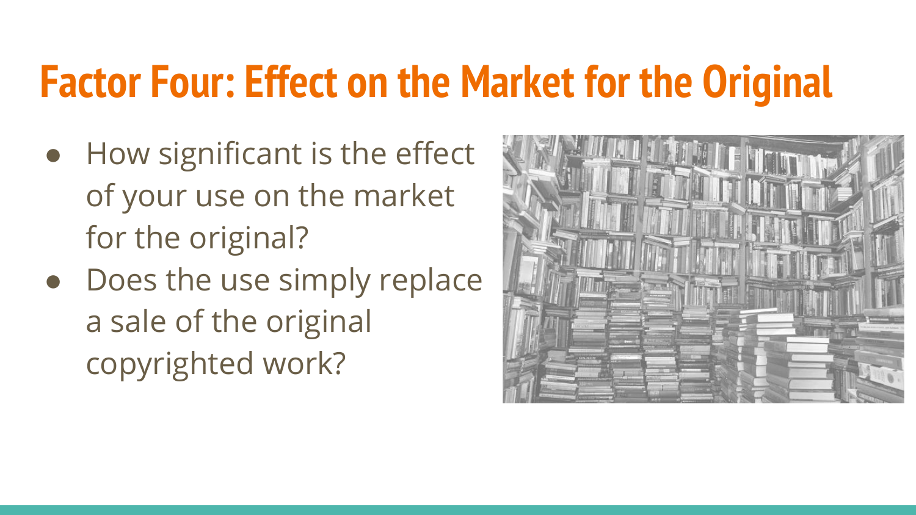# Factor Four: Effect on the Market for the Original

- How significant is the effect of your use on the market for the original?
- Does the use simply replace a sale of the original copyrighted work?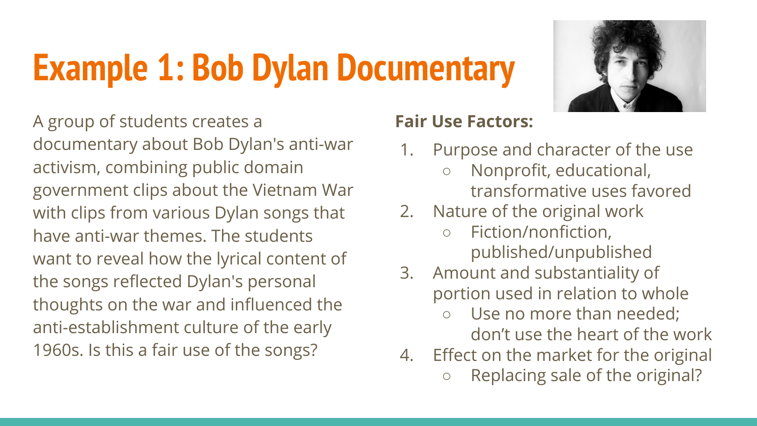# Example 1: Bob Dylan Documentary

A group of students creates a documentary about Bob Dylan's anti-war activism, combining public domain government clips about the Vietnam War with clips from various Dylan songs that have anti-war themes. The students want to reveal how the lyrical content of the songs reflected Dylan's personal thoughts on the war and influenced the anti-establishment culture of the early 1960s. Is this a fair use of the songs?

**Fair Use Factors:**

1. Purpose and character of the use
   - Nonprofit, educational, transformative uses favored
2. Nature of the original work
   - Fiction/nonfiction, published/unpublished
3. Amount and substantiality of portion used in relation to whole
   - Use no more than needed; don't use the heart of the work
4. Effect on the market for the original
   - Replacing sale of the original?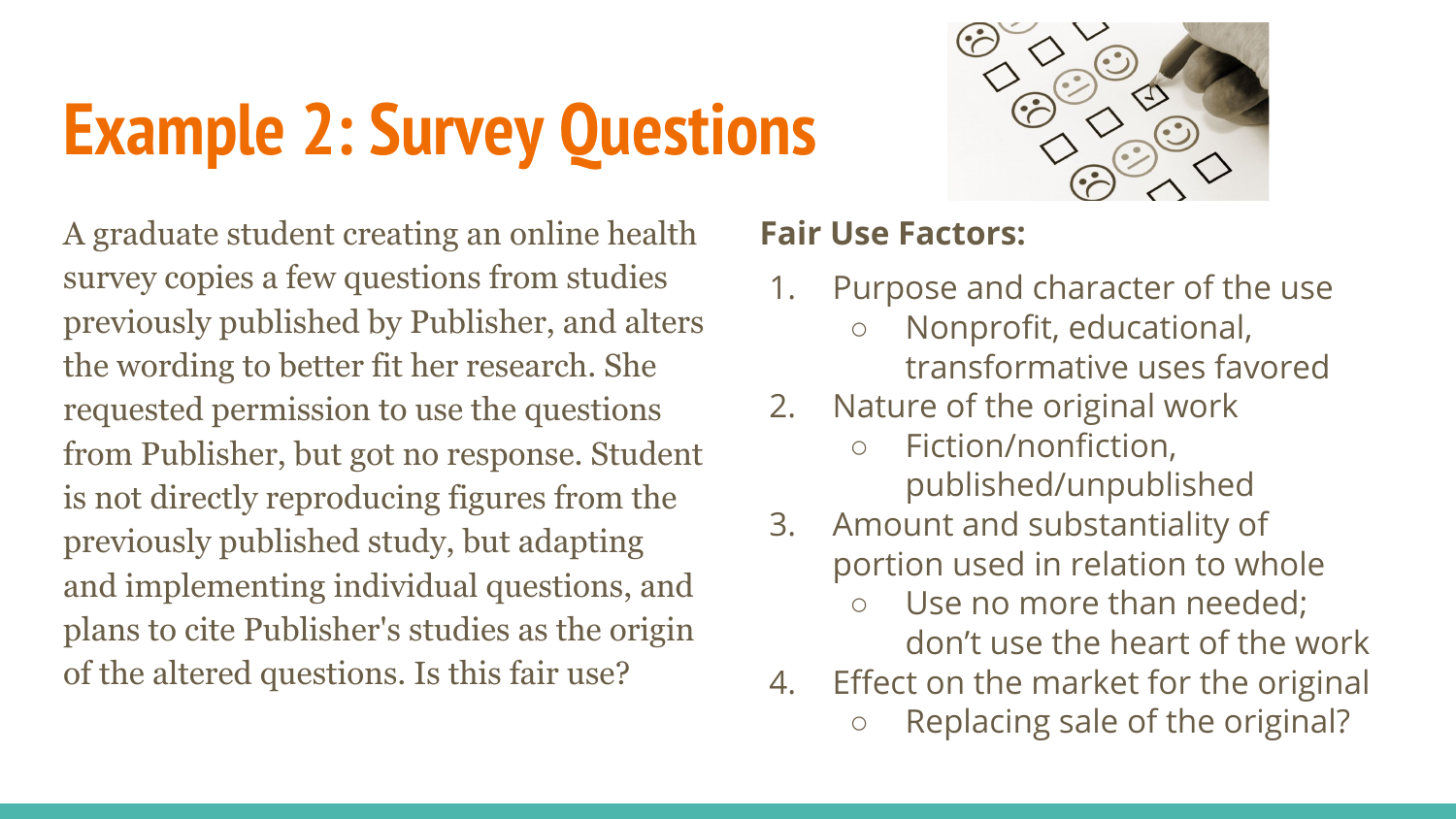# Example 2: Survey Questions

A graduate student creating an online health survey copies a few questions from studies previously published by Publisher, and alters the wording to better fit her research. She requested permission to use the questions from Publisher, but got no response. Student is not directly reproducing figures from the previously published study, but adapting and implementing individual questions, and plans to cite Publisher's studies as the origin of the altered questions. Is this fair use?

**Fair Use Factors:**

1. Purpose and character of the use
   - Nonprofit, educational, transformative uses favored
2. Nature of the original work
   - Fiction/nonfiction, published/unpublished
3. Amount and substantiality of portion used in relation to whole
   - Use no more than needed; don't use the heart of the work
4. Effect on the market for the original
   - Replacing sale of the original?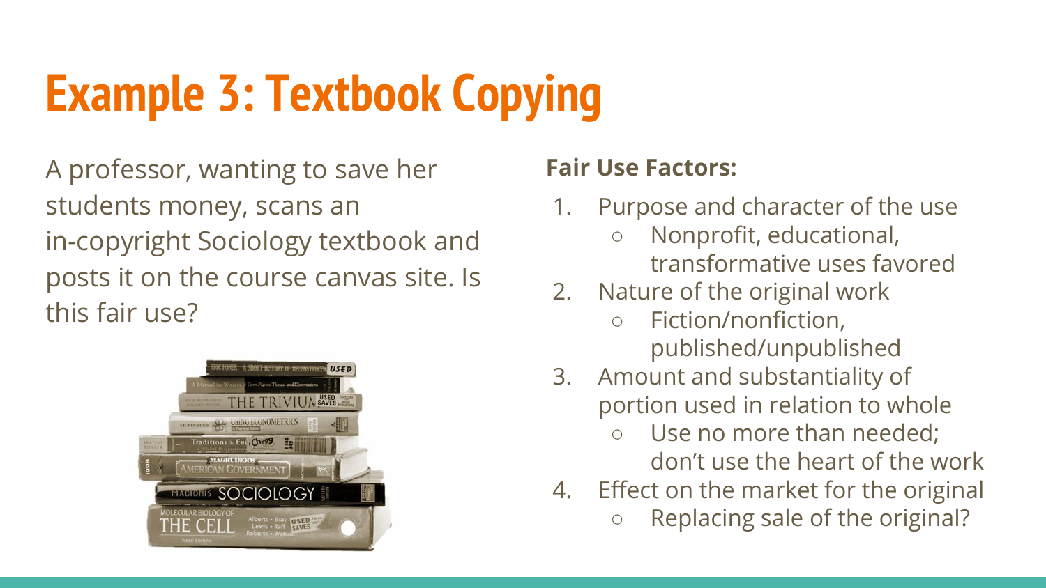# Example 3: Textbook Copying

A professor, wanting to save her students money, scans an in-copyright Sociology textbook and posts it on the course canvas site. Is this fair use?

**Fair Use Factors:**

1. Purpose and character of the use
   - Nonprofit, educational, transformative uses favored
2. Nature of the original work
   - Fiction/nonfiction, published/unpublished
3. Amount and substantiality of portion used in relation to whole
   - Use no more than needed; don't use the heart of the work
4. Effect on the market for the original
   - Replacing sale of the original?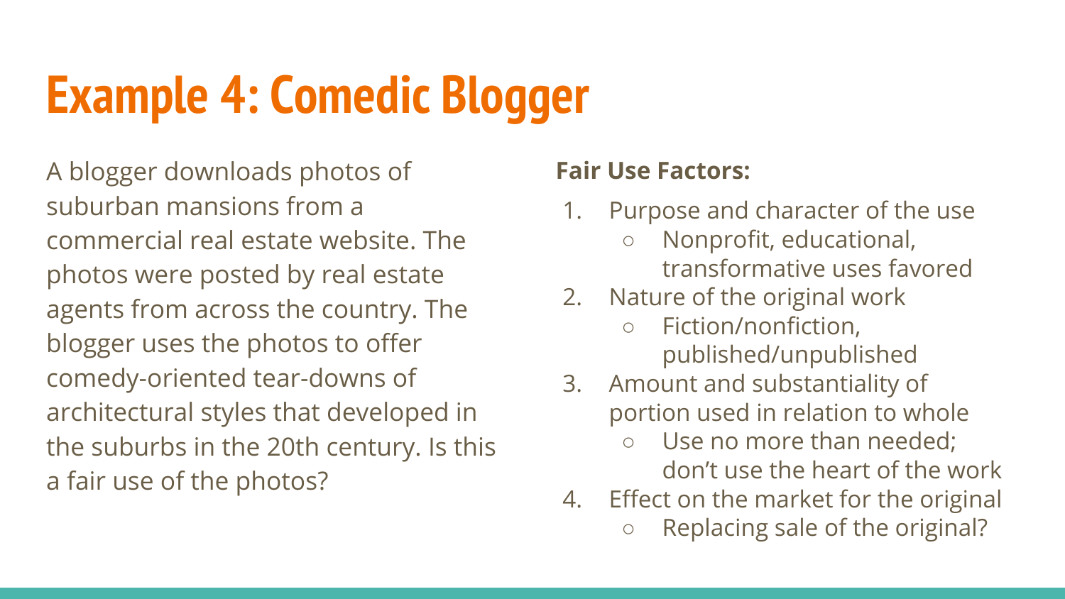# Example 4: Comedic Blogger

A blogger downloads photos of suburban mansions from a commercial real estate website. The photos were posted by real estate agents from across the country. The blogger uses the photos to offer comedy-oriented tear-downs of architectural styles that developed in the suburbs in the 20th century. Is this a fair use of the photos?

**Fair Use Factors:**

1. Purpose and character of the use
   - Nonprofit, educational, transformative uses favored
2. Nature of the original work
   - Fiction/nonfiction, published/unpublished
3. Amount and substantiality of portion used in relation to whole
   - Use no more than needed; don't use the heart of the work
4. Effect on the market for the original
   - Replacing sale of the original?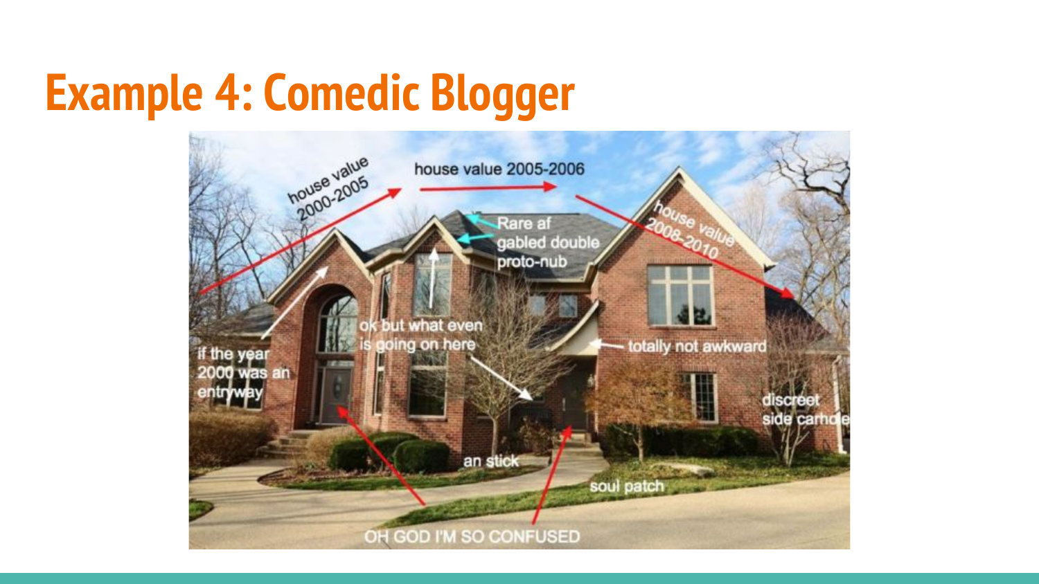# Example 4: Comedic Blogger

house value 2000-2005

house value 2005-2006

house value 2008-2010

Rare af gabled double proto-nub

ok but what even is going on here

totally not awkward

if the year 2000 was an entryway

discreet side carhole

an stick

soul patch

OH GOD I'M SO CONFUSED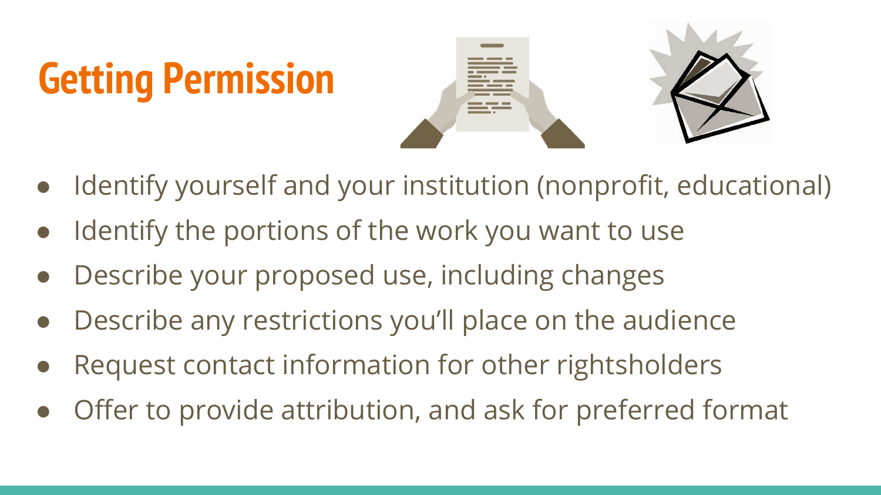# Getting Permission

- Identify yourself and your institution (nonprofit, educational)
- Identify the portions of the work you want to use
- Describe your proposed use, including changes
- Describe any restrictions you'll place on the audience
- Request contact information for other rightsholders
- Offer to provide attribution, and ask for preferred format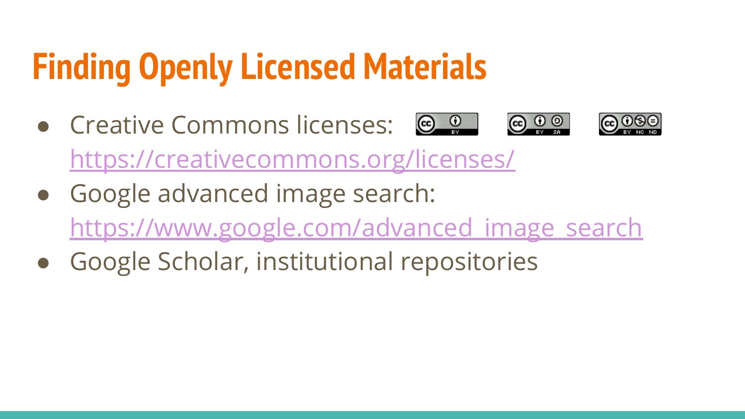# Finding Openly Licensed Materials

- Creative Commons licenses: https://creativecommons.org/licenses/
- Google advanced image search: https://www.google.com/advanced_image_search
- Google Scholar, institutional repositories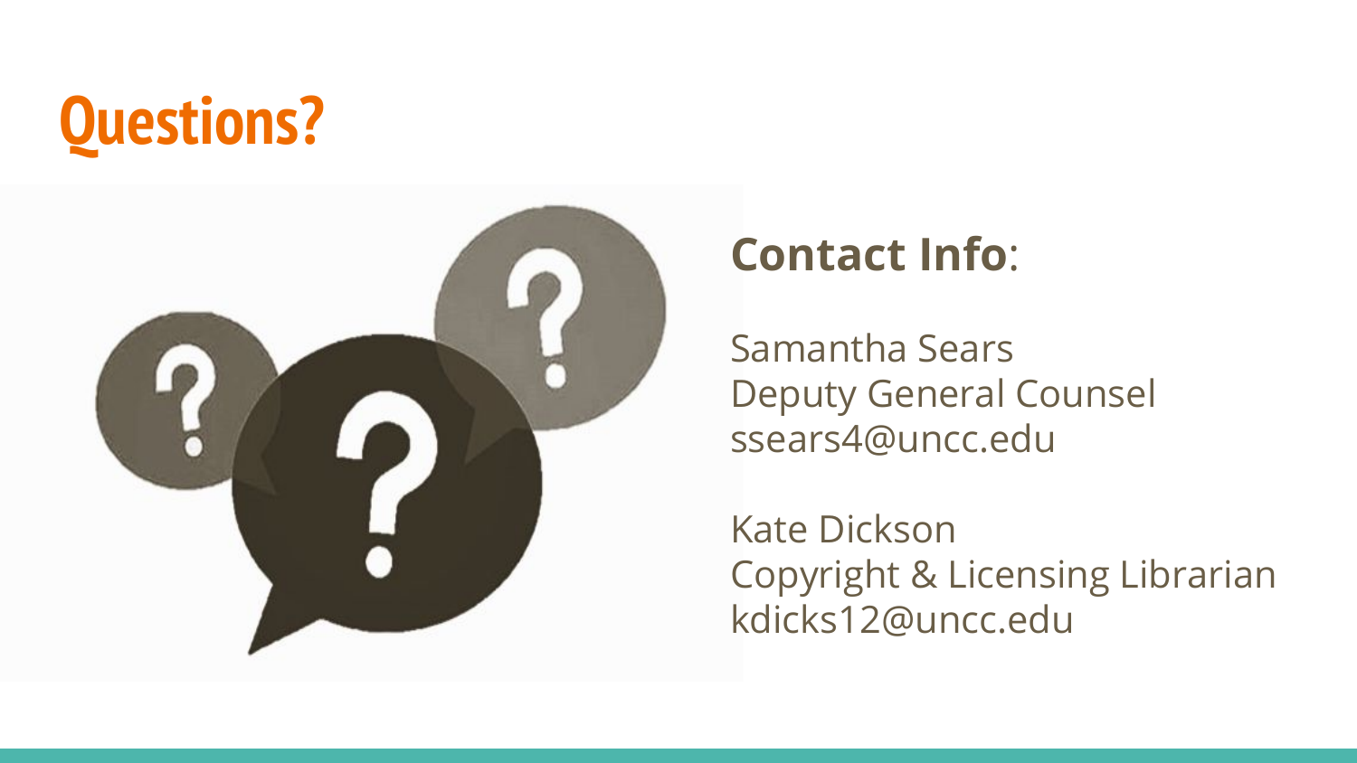# Questions?

**Contact Info**:

Samantha Sears
Deputy General Counsel
ssears4@uncc.edu

Kate Dickson
Copyright & Licensing Librarian
kdicks12@uncc.edu